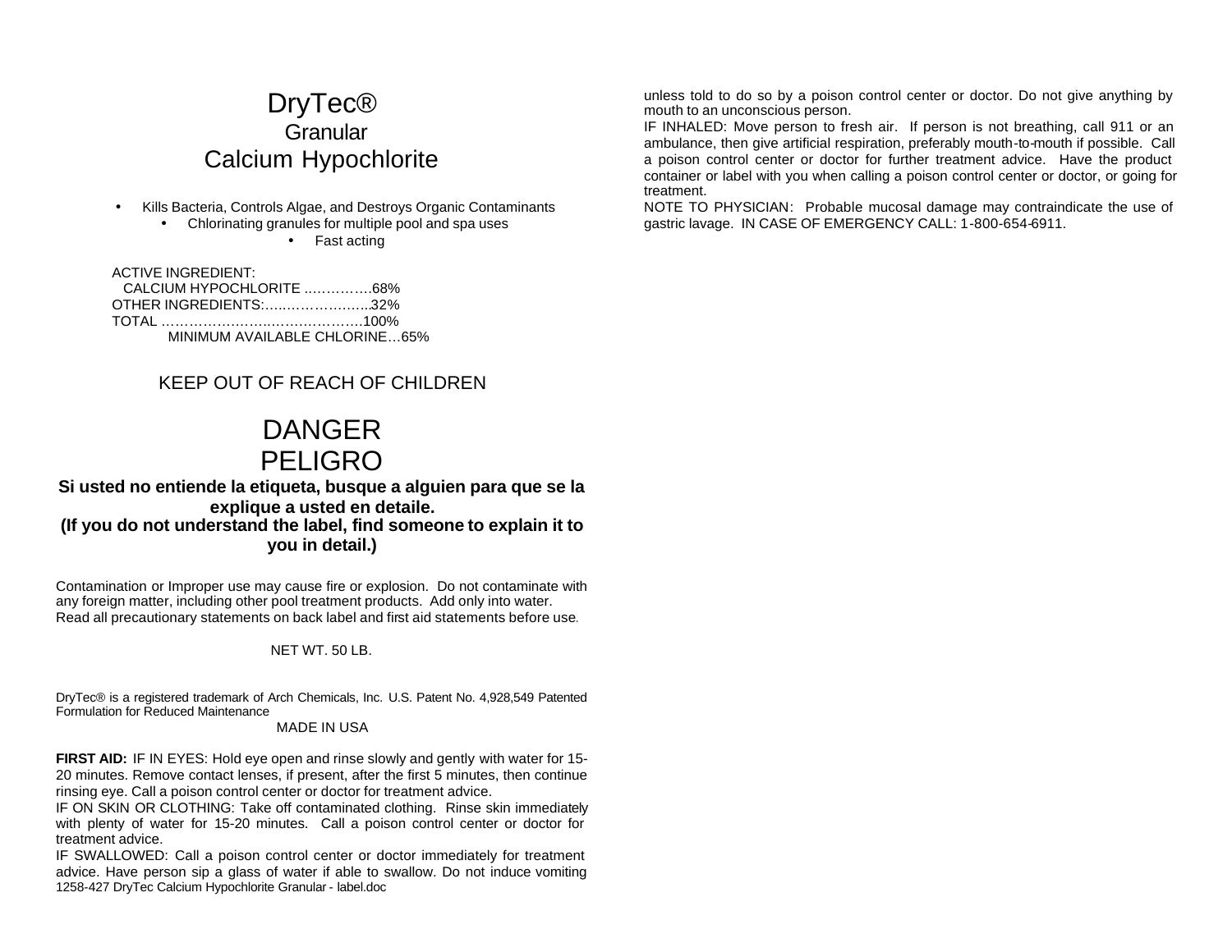# DryTec®

## Granular

## Calcium Hypochlorite

- Kills Bacteria, Controls Algae, and Destroys Organic Contaminants
- Chlorinating granules for multiple pool and spa uses
- Fast acting

ACTIVE INGREDIENT:
CALCIUM HYPOCHLORITE ..…………..68%
OTHER INGREDIENTS:…..………….…..32%
TOTAL …………….……..…….………….100%
MINIMUM AVAILABLE CHLORINE…65%

KEEP OUT OF REACH OF CHILDREN

## DANGER
## PELIGRO

**Si usted no entiende la etiqueta, busque a alguien para que se la explique a usted en detaile.**
**(If you do not understand the label, find someone to explain it to you in detail.)**

Contamination or Improper use may cause fire or explosion. Do not contaminate with any foreign matter, including other pool treatment products. Add only into water. Read all precautionary statements on back label and first aid statements before use.

NET WT. 50 LB.

DryTec® is a registered trademark of Arch Chemicals, Inc. U.S. Patent No. 4,928,549 Patented Formulation for Reduced Maintenance

MADE IN USA

**FIRST AID:** IF IN EYES: Hold eye open and rinse slowly and gently with water for 15-20 minutes. Remove contact lenses, if present, after the first 5 minutes, then continue rinsing eye. Call a poison control center or doctor for treatment advice.
IF ON SKIN OR CLOTHING: Take off contaminated clothing. Rinse skin immediately with plenty of water for 15-20 minutes. Call a poison control center or doctor for treatment advice.
IF SWALLOWED: Call a poison control center or doctor immediately for treatment advice. Have person sip a glass of water if able to swallow. Do not induce vomiting unless told to do so by a poison control center or doctor. Do not give anything by mouth to an unconscious person.
IF INHALED: Move person to fresh air. If person is not breathing, call 911 or an ambulance, then give artificial respiration, preferably mouth-to-mouth if possible. Call a poison control center or doctor for further treatment advice. Have the product container or label with you when calling a poison control center or doctor, or going for treatment.
NOTE TO PHYSICIAN: Probable mucosal damage may contraindicate the use of gastric lavage. IN CASE OF EMERGENCY CALL: 1-800-654-6911.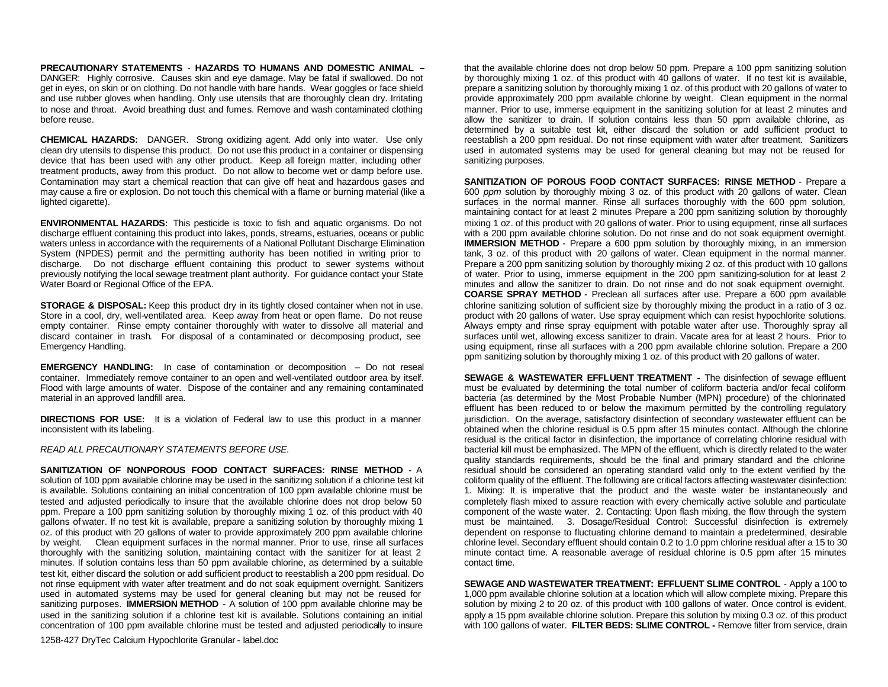**PRECAUTIONARY STATEMENTS** - **HAZARDS TO HUMANS AND DOMESTIC ANIMAL –** DANGER: Highly corrosive. Causes skin and eye damage. May be fatal if swallowed. Do not get in eyes, on skin or on clothing. Do not handle with bare hands. Wear goggles or face shield and use rubber gloves when handling. Only use utensils that are thoroughly clean dry. Irritating to nose and throat. Avoid breathing dust and fumes. Remove and wash contaminated clothing before reuse.

**CHEMICAL HAZARDS:** DANGER. Strong oxidizing agent. Add only into water. Use only clean dry utensils to dispense this product. Do not use this product in a container or dispensing device that has been used with any other product. Keep all foreign matter, including other treatment products, away from this product. Do not allow to become wet or damp before use. Contamination may start a chemical reaction that can give off heat and hazardous gases and may cause a fire or explosion. Do not touch this chemical with a flame or burning material (like a lighted cigarette).

**ENVIRONMENTAL HAZARDS:** This pesticide is toxic to fish and aquatic organisms. Do not discharge effluent containing this product into lakes, ponds, streams, estuaries, oceans or public waters unless in accordance with the requirements of a National Pollutant Discharge Elimination System (NPDES) permit and the permitting authority has been notified in writing prior to discharge. Do not discharge effluent containing this product to sewer systems without previously notifying the local sewage treatment plant authority. For guidance contact your State Water Board or Regional Office of the EPA.

**STORAGE & DISPOSAL:** Keep this product dry in its tightly closed container when not in use. Store in a cool, dry, well-ventilated area. Keep away from heat or open flame. Do not reuse empty container. Rinse empty container thoroughly with water to dissolve all material and discard container in trash. For disposal of a contaminated or decomposing product, see Emergency Handling.

**EMERGENCY HANDLING:** In case of contamination or decomposition – Do not reseal container. Immediately remove container to an open and well-ventilated outdoor area by itself. Flood with large amounts of water. Dispose of the container and any remaining contaminated material in an approved landfill area.

**DIRECTIONS FOR USE:** It is a violation of Federal law to use this product in a manner inconsistent with its labeling.

*READ ALL PRECAUTIONARY STATEMENTS BEFORE USE.*

**SANITIZATION OF NONPOROUS FOOD CONTACT SURFACES: RINSE METHOD** - A solution of 100 ppm available chlorine may be used in the sanitizing solution if a chlorine test kit is available. Solutions containing an initial concentration of 100 ppm available chlorine must be tested and adjusted periodically to insure that the available chlorine does not drop below 50 ppm. Prepare a 100 ppm sanitizing solution by thoroughly mixing 1 oz. of this product with 40 gallons of water. If no test kit is available, prepare a sanitizing solution by thoroughly mixing 1 oz. of this product with 20 gallons of water to provide approximately 200 ppm available chlorine by weight. Clean equipment surfaces in the normal manner. Prior to use, rinse all surfaces thoroughly with the sanitizing solution, maintaining contact with the sanitizer for at least 2 minutes. If solution contains less than 50 ppm available chlorine, as determined by a suitable test kit, either discard the solution or add sufficient product to reestablish a 200 ppm residual. Do not rinse equipment with water after treatment and do not soak equipment overnight. Sanitizers used in automated systems may be used for general cleaning but may not be reused for sanitizing purposes. **IMMERSION METHOD** - A solution of 100 ppm available chlorine may be used in the sanitizing solution if a chlorine test kit is available. Solutions containing an initial concentration of 100 ppm available chlorine must be tested and adjusted periodically to insure that the available chlorine does not drop below 50 ppm. Prepare a 100 ppm sanitizing solution by thoroughly mixing 1 oz. of this product with 40 gallons of water. If no test kit is available, prepare a sanitizing solution by thoroughly mixing 1 oz. of this product with 20 gallons of water to provide approximately 200 ppm available chlorine by weight. Clean equipment in the normal manner. Prior to use, immerse equipment in the sanitizing solution for at least 2 minutes and allow the sanitizer to drain. If solution contains less than 50 ppm available chlorine, as determined by a suitable test kit, either discard the solution or add sufficient product to reestablish a 200 ppm residual. Do not rinse equipment with water after treatment. Sanitizers used in automated systems may be used for general cleaning but may not be reused for sanitizing purposes.

**SANITIZATION OF POROUS FOOD CONTACT SURFACES: RINSE METHOD** - Prepare a 600 *ppm* solution by thoroughly mixing 3 oz. of this product with 20 gallons of water. Clean surfaces in the normal manner. Rinse all surfaces thoroughly with the 600 ppm solution, maintaining contact for at least 2 minutes Prepare a 200 ppm sanitizing solution by thoroughly mixing 1 oz. of this product with 20 gallons of water. Prior to using equipment, rinse all surfaces with a 200 ppm available chlorine solution. Do not rinse and do not soak equipment overnight. **IMMERSION METHOD** - Prepare a 600 ppm solution by thoroughly mixing, in an immersion tank, 3 oz. of this product with 20 gallons of water. Clean equipment in the normal manner. Prepare a 200 ppm sanitizing solution by thoroughly mixing 2 oz. of this product with 10 gallons of water. Prior to using, immerse equipment in the 200 ppm sanitizing-solution for at least 2 minutes and allow the sanitizer to drain. Do not rinse and do not soak equipment overnight. **COARSE SPRAY METHOD** - Preclean all surfaces after use. Prepare a 600 ppm available chlorine sanitizing solution of sufficient size by thoroughly mixing the product in a ratio of 3 oz. product with 20 gallons of water. Use spray equipment which can resist hypochlorite solutions. Always empty and rinse spray equipment with potable water after use. Thoroughly spray all surfaces until wet, allowing excess sanitizer to drain. Vacate area for at least 2 hours. Prior to using equipment, rinse all surfaces with a 200 ppm available chlorine solution. Prepare a 200 ppm sanitizing solution by thoroughly mixing 1 oz. of this product with 20 gallons of water.

**SEWAGE & WASTEWATER EFFLUENT TREATMENT -** The disinfection of sewage effluent must be evaluated by determining the total number of coliform bacteria and/or fecal coliform bacteria (as determined by the Most Probable Number (MPN) procedure) of the chlorinated effluent has been reduced to or below the maximum permitted by the controlling regulatory jurisdiction. On the average, satisfactory disinfection of secondary wastewater effluent can be obtained when the chlorine residual is 0.5 ppm after 15 minutes contact. Although the chlorine residual is the critical factor in disinfection, the importance of correlating chlorine residual with bacterial kill must be emphasized. The MPN of the effluent, which is directly related to the water quality standards requirements, should be the final and primary standard and the chlorine residual should be considered an operating standard valid only to the extent verified by the coliform quality of the effluent. The following are critical factors affecting wastewater disinfection: 1. Mixing: It is imperative that the product and the waste water be instantaneously and completely flash mixed to assure reaction with every chemically active soluble and particulate component of the waste water. 2. Contacting: Upon flash mixing, the flow through the system must be maintained. 3. Dosage/Residual Control: Successful disinfection is extremely dependent on response to fluctuating chlorine demand to maintain a predetermined, desirable chlorine level. Secondary effluent should contain 0.2 to 1.0 ppm chlorine residual after a 15 to 30 minute contact time. A reasonable average of residual chlorine is 0.5 ppm after 15 minutes contact time.

**SEWAGE AND WASTEWATER TREATMENT: EFFLUENT SLIME CONTROL** - Apply a 100 to 1,000 ppm available chlorine solution at a location which will allow complete mixing. Prepare this solution by mixing 2 to 20 oz. of this product with 100 gallons of water. Once control is evident, apply a 15 ppm available chlorine solution. Prepare this solution by mixing 0.3 oz. of this product with 100 gallons of water. **FILTER BEDS: SLIME CONTROL -** Remove filter from service, drain

1258-427 DryTec Calcium Hypochlorite Granular - label.doc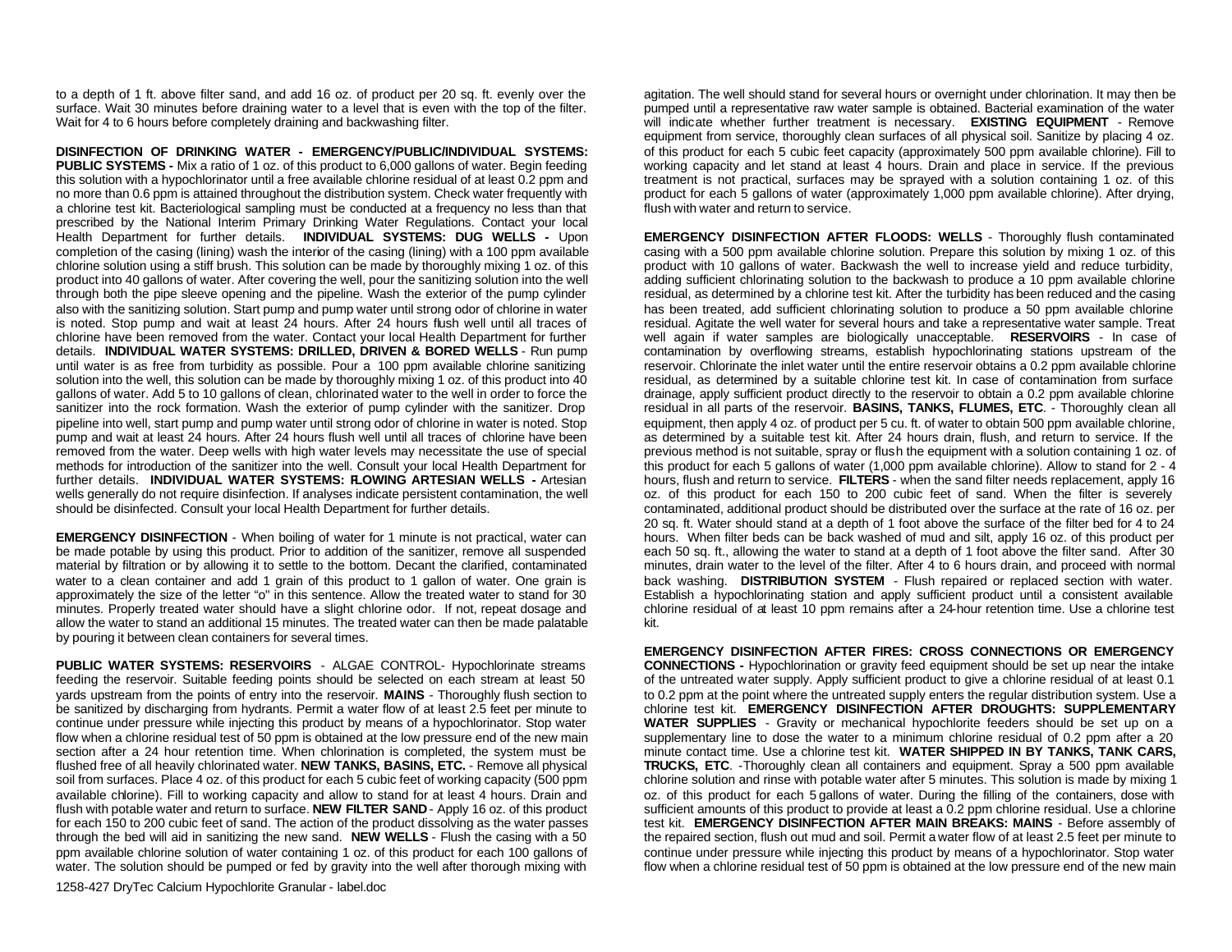to a depth of 1 ft. above filter sand, and add 16 oz. of product per 20 sq. ft. evenly over the surface. Wait 30 minutes before draining water to a level that is even with the top of the filter. Wait for 4 to 6 hours before completely draining and backwashing filter.

**DISINFECTION OF DRINKING WATER - EMERGENCY/PUBLIC/INDIVIDUAL SYSTEMS: PUBLIC SYSTEMS -** Mix a ratio of 1 oz. of this product to 6,000 gallons of water. Begin feeding this solution with a hypochlorinator until a free available chlorine residual of at least 0.2 ppm and no more than 0.6 ppm is attained throughout the distribution system. Check water frequently with a chlorine test kit. Bacteriological sampling must be conducted at a frequency no less than that prescribed by the National Interim Primary Drinking Water Regulations. Contact your local Health Department for further details. **INDIVIDUAL SYSTEMS: DUG WELLS -** Upon completion of the casing (lining) wash the interior of the casing (lining) with a 100 ppm available chlorine solution using a stiff brush. This solution can be made by thoroughly mixing 1 oz. of this product into 40 gallons of water. After covering the well, pour the sanitizing solution into the well through both the pipe sleeve opening and the pipeline. Wash the exterior of the pump cylinder also with the sanitizing solution. Start pump and pump water until strong odor of chlorine in water is noted. Stop pump and wait at least 24 hours. After 24 hours flush well until all traces of chlorine have been removed from the water. Contact your local Health Department for further details. **INDIVIDUAL WATER SYSTEMS: DRILLED, DRIVEN & BORED WELLS** - Run pump until water is as free from turbidity as possible. Pour a 100 ppm available chlorine sanitizing solution into the well, this solution can be made by thoroughly mixing 1 oz. of this product into 40 gallons of water. Add 5 to 10 gallons of clean, chlorinated water to the well in order to force the sanitizer into the rock formation. Wash the exterior of pump cylinder with the sanitizer. Drop pipeline into well, start pump and pump water until strong odor of chlorine in water is noted. Stop pump and wait at least 24 hours. After 24 hours flush well until all traces of chlorine have been removed from the water. Deep wells with high water levels may necessitate the use of special methods for introduction of the sanitizer into the well. Consult your local Health Department for further details. **INDIVIDUAL WATER SYSTEMS: FLOWING ARTESIAN WELLS -** Artesian wells generally do not require disinfection. If analyses indicate persistent contamination, the well should be disinfected. Consult your local Health Department for further details.

**EMERGENCY DISINFECTION** - When boiling of water for 1 minute is not practical, water can be made potable by using this product. Prior to addition of the sanitizer, remove all suspended material by filtration or by allowing it to settle to the bottom. Decant the clarified, contaminated water to a clean container and add 1 grain of this product to 1 gallon of water. One grain is approximately the size of the letter "o" in this sentence. Allow the treated water to stand for 30 minutes. Properly treated water should have a slight chlorine odor. If not, repeat dosage and allow the water to stand an additional 15 minutes. The treated water can then be made palatable by pouring it between clean containers for several times.

**PUBLIC WATER SYSTEMS: RESERVOIRS** - ALGAE CONTROL- Hypochlorinate streams feeding the reservoir. Suitable feeding points should be selected on each stream at least 50 yards upstream from the points of entry into the reservoir. **MAINS** - Thoroughly flush section to be sanitized by discharging from hydrants. Permit a water flow of at least 2.5 feet per minute to continue under pressure while injecting this product by means of a hypochlorinator. Stop water flow when a chlorine residual test of 50 ppm is obtained at the low pressure end of the new main section after a 24 hour retention time. When chlorination is completed, the system must be flushed free of all heavily chlorinated water. **NEW TANKS, BASINS, ETC.** - Remove all physical soil from surfaces. Place 4 oz. of this product for each 5 cubic feet of working capacity (500 ppm available chlorine). Fill to working capacity and allow to stand for at least 4 hours. Drain and flush with potable water and return to surface. **NEW FILTER SAND** - Apply 16 oz. of this product for each 150 to 200 cubic feet of sand. The action of the product dissolving as the water passes through the bed will aid in sanitizing the new sand. **NEW WELLS** - Flush the casing with a 50 ppm available chlorine solution of water containing 1 oz. of this product for each 100 gallons of water. The solution should be pumped or fed by gravity into the well after thorough mixing with agitation. The well should stand for several hours or overnight under chlorination. It may then be pumped until a representative raw water sample is obtained. Bacterial examination of the water will indicate whether further treatment is necessary. **EXISTING EQUIPMENT** - Remove equipment from service, thoroughly clean surfaces of all physical soil. Sanitize by placing 4 oz. of this product for each 5 cubic feet capacity (approximately 500 ppm available chlorine). Fill to working capacity and let stand at least 4 hours. Drain and place in service. If the previous treatment is not practical, surfaces may be sprayed with a solution containing 1 oz. of this product for each 5 gallons of water (approximately 1,000 ppm available chlorine). After drying, flush with water and return to service.

**EMERGENCY DISINFECTION AFTER FLOODS: WELLS** - Thoroughly flush contaminated casing with a 500 ppm available chlorine solution. Prepare this solution by mixing 1 oz. of this product with 10 gallons of water. Backwash the well to increase yield and reduce turbidity, adding sufficient chlorinating solution to the backwash to produce a 10 ppm available chlorine residual, as determined by a chlorine test kit. After the turbidity has been reduced and the casing has been treated, add sufficient chlorinating solution to produce a 50 ppm available chlorine residual. Agitate the well water for several hours and take a representative water sample. Treat well again if water samples are biologically unacceptable. **RESERVOIRS** - In case of contamination by overflowing streams, establish hypochlorinating stations upstream of the reservoir. Chlorinate the inlet water until the entire reservoir obtains a 0.2 ppm available chlorine residual, as determined by a suitable chlorine test kit. In case of contamination from surface drainage, apply sufficient product directly to the reservoir to obtain a 0.2 ppm available chlorine residual in all parts of the reservoir. **BASINS, TANKS, FLUMES, ETC**. - Thoroughly clean all equipment, then apply 4 oz. of product per 5 cu. ft. of water to obtain 500 ppm available chlorine, as determined by a suitable test kit. After 24 hours drain, flush, and return to service. If the previous method is not suitable, spray or flush the equipment with a solution containing 1 oz. of this product for each 5 gallons of water (1,000 ppm available chlorine). Allow to stand for 2 - 4 hours, flush and return to service. **FILTERS** - when the sand filter needs replacement, apply 16 oz. of this product for each 150 to 200 cubic feet of sand. When the filter is severely contaminated, additional product should be distributed over the surface at the rate of 16 oz. per 20 sq. ft. Water should stand at a depth of 1 foot above the surface of the filter bed for 4 to 24 hours. When filter beds can be back washed of mud and silt, apply 16 oz. of this product per each 50 sq. ft., allowing the water to stand at a depth of 1 foot above the filter sand. After 30 minutes, drain water to the level of the filter. After 4 to 6 hours drain, and proceed with normal back washing. **DISTRIBUTION SYSTEM** - Flush repaired or replaced section with water. Establish a hypochlorinating station and apply sufficient product until a consistent available chlorine residual of at least 10 ppm remains after a 24-hour retention time. Use a chlorine test kit.

**EMERGENCY DISINFECTION AFTER FIRES: CROSS CONNECTIONS OR EMERGENCY CONNECTIONS -** Hypochlorination or gravity feed equipment should be set up near the intake of the untreated water supply. Apply sufficient product to give a chlorine residual of at least 0.1 to 0.2 ppm at the point where the untreated supply enters the regular distribution system. Use a chlorine test kit. **EMERGENCY DISINFECTION AFTER DROUGHTS: SUPPLEMENTARY WATER SUPPLIES** - Gravity or mechanical hypochlorite feeders should be set up on a supplementary line to dose the water to a minimum chlorine residual of 0.2 ppm after a 20 minute contact time. Use a chlorine test kit. **WATER SHIPPED IN BY TANKS, TANK CARS, TRUCKS, ETC**. -Thoroughly clean all containers and equipment. Spray a 500 ppm available chlorine solution and rinse with potable water after 5 minutes. This solution is made by mixing 1 oz. of this product for each 5 gallons of water. During the filling of the containers, dose with sufficient amounts of this product to provide at least a 0.2 ppm chlorine residual. Use a chlorine test kit. **EMERGENCY DISINFECTION AFTER MAIN BREAKS: MAINS** - Before assembly of the repaired section, flush out mud and soil. Permit a water flow of at least 2.5 feet per minute to continue under pressure while injecting this product by means of a hypochlorinator. Stop water flow when a chlorine residual test of 50 ppm is obtained at the low pressure end of the new main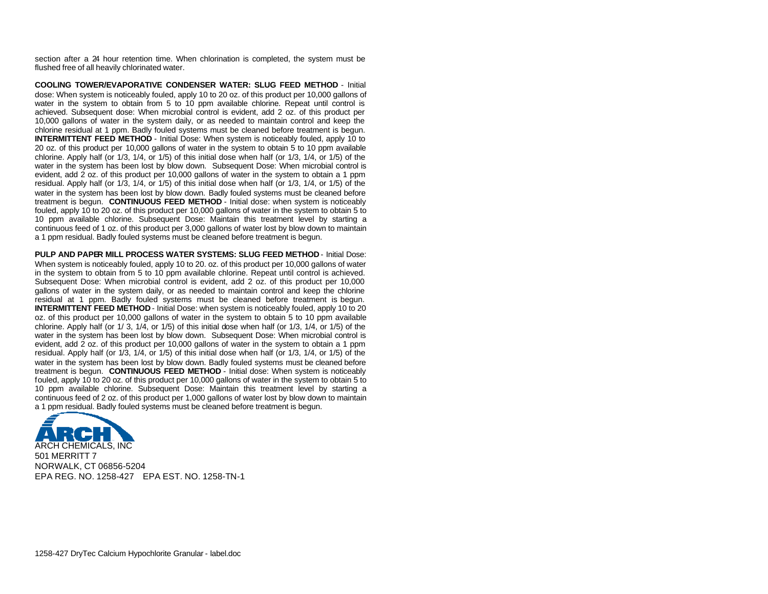section after a 24 hour retention time. When chlorination is completed, the system must be flushed free of all heavily chlorinated water.

**COOLING TOWER/EVAPORATIVE CONDENSER WATER: SLUG FEED METHOD** - Initial dose: When system is noticeably fouled, apply 10 to 20 oz. of this product per 10,000 gallons of water in the system to obtain from 5 to 10 ppm available chlorine. Repeat until control is achieved. Subsequent dose: When microbial control is evident, add 2 oz. of this product per 10,000 gallons of water in the system daily, or as needed to maintain control and keep the chlorine residual at 1 ppm. Badly fouled systems must be cleaned before treatment is begun. **INTERMITTENT FEED METHOD** - Initial Dose: When system is noticeably fouled, apply 10 to 20 oz. of this product per 10,000 gallons of water in the system to obtain 5 to 10 ppm available chlorine. Apply half (or 1/3, 1/4, or 1/5) of this initial dose when half (or 1/3, 1/4, or 1/5) of the water in the system has been lost by blow down. Subsequent Dose: When microbial control is evident, add 2 oz. of this product per 10,000 gallons of water in the system to obtain a 1 ppm residual. Apply half (or 1/3, 1/4, or 1/5) of this initial dose when half (or 1/3, 1/4, or 1/5) of the water in the system has been lost by blow down. Badly fouled systems must be cleaned before treatment is begun. **CONTINUOUS FEED METHOD** - Initial dose: when system is noticeably fouled, apply 10 to 20 oz. of this product per 10,000 gallons of water in the system to obtain 5 to 10 ppm available chlorine. Subsequent Dose: Maintain this treatment level by starting a continuous feed of 1 oz. of this product per 3,000 gallons of water lost by blow down to maintain a 1 ppm residual. Badly fouled systems must be cleaned before treatment is begun.

**PULP AND PAPER MILL PROCESS WATER SYSTEMS: SLUG FEED METHOD** - Initial Dose: When system is noticeably fouled, apply 10 to 20. oz. of this product per 10,000 gallons of water in the system to obtain from 5 to 10 ppm available chlorine. Repeat until control is achieved. Subsequent Dose: When microbial control is evident, add 2 oz. of this product per 10,000 gallons of water in the system daily, or as needed to maintain control and keep the chlorine residual at 1 ppm. Badly fouled systems must be cleaned before treatment is begun. **INTERMITTENT FEED METHOD** - Initial Dose: when system is noticeably fouled, apply 10 to 20 oz. of this product per 10,000 gallons of water in the system to obtain 5 to 10 ppm available chlorine. Apply half (or 1/ 3, 1/4, or 1/5) of this initial dose when half (or 1/3, 1/4, or 1/5) of the water in the system has been lost by blow down. Subsequent Dose: When microbial control is evident, add 2 oz. of this product per 10,000 gallons of water in the system to obtain a 1 ppm residual. Apply half (or 1/3, 1/4, or 1/5) of this initial dose when half (or 1/3, 1/4, or 1/5) of the water in the system has been lost by blow down. Badly fouled systems must be cleaned before treatment is begun. **CONTINUOUS FEED METHOD** - Initial dose: When system is noticeably fouled, apply 10 to 20 oz. of this product per 10,000 gallons of water in the system to obtain 5 to 10 ppm available chlorine. Subsequent Dose: Maintain this treatment level by starting a continuous feed of 2 oz. of this product per 1,000 gallons of water lost by blow down to maintain a 1 ppm residual. Badly fouled systems must be cleaned before treatment is begun.

ARCH

ARCH CHEMICALS, INC
501 MERRITT 7
NORWALK, CT 06856-5204
EPA REG. NO. 1258-427 EPA EST. NO. 1258-TN-1

1258-427 DryTec Calcium Hypochlorite Granular - label.doc